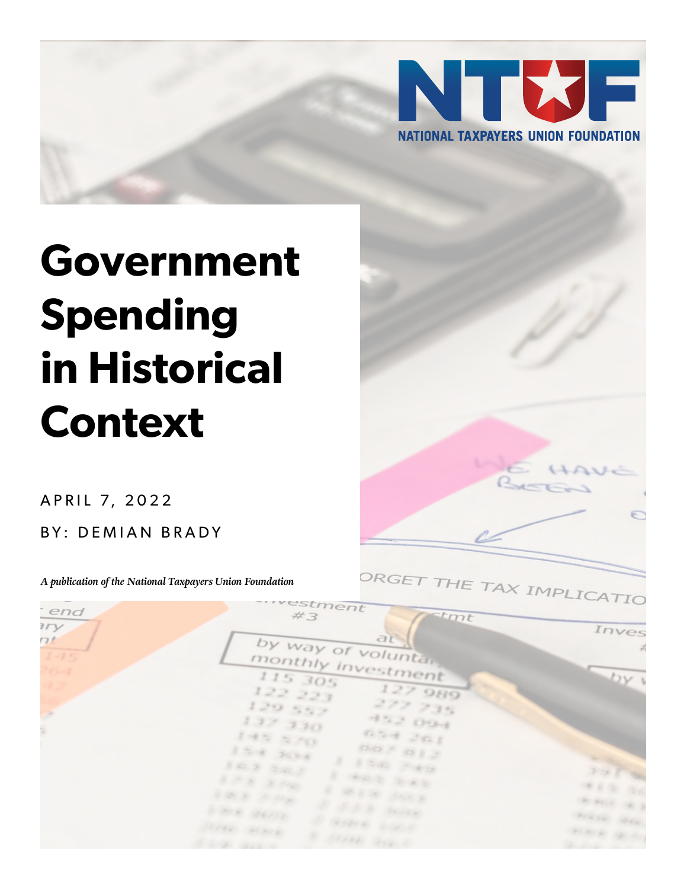NTUF

NATIONAL TAXPAYERS UNION FOUNDATION

# Government Spending in Historical Context

APRIL 7, 2022

BY: DEMIAN BRADY

*A publication of the National Taxpayers Union Foundation*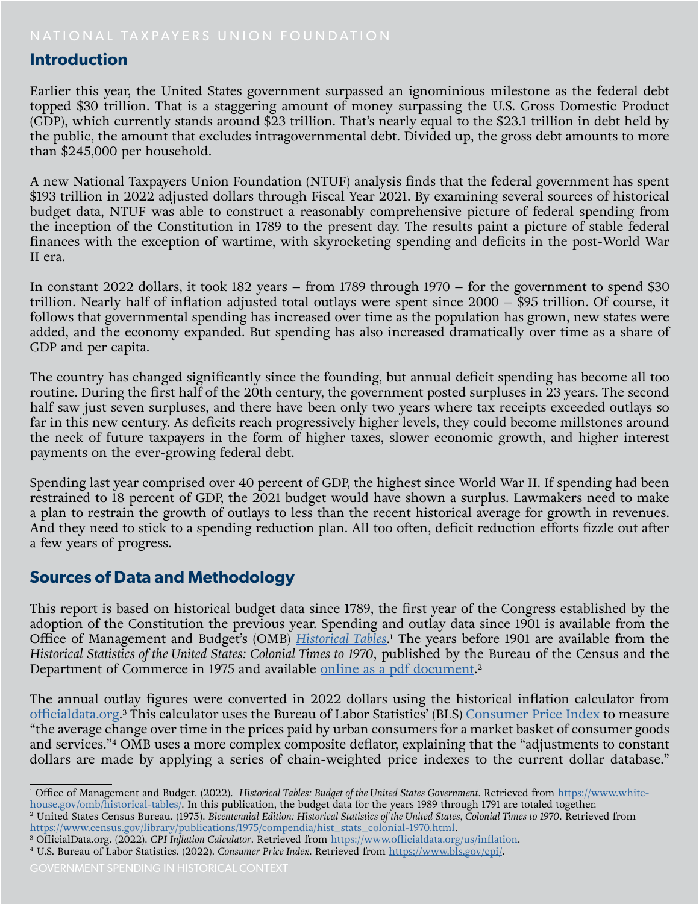## Introduction

Earlier this year, the United States government surpassed an ignominious milestone as the federal debt topped $30 trillion. That is a staggering amount of money surpassing the U.S. Gross Domestic Product (GDP), which currently stands around $23 trillion. That's nearly equal to the $23.1 trillion in debt held by the public, the amount that excludes intragovernmental debt. Divided up, the gross debt amounts to more than $245,000 per household.

A new National Taxpayers Union Foundation (NTUF) analysis finds that the federal government has spent $193 trillion in 2022 adjusted dollars through Fiscal Year 2021. By examining several sources of historical budget data, NTUF was able to construct a reasonably comprehensive picture of federal spending from the inception of the Constitution in 1789 to the present day. The results paint a picture of stable federal finances with the exception of wartime, with skyrocketing spending and deficits in the post-World War II era.

In constant 2022 dollars, it took 182 years – from 1789 through 1970 – for the government to spend $30 trillion. Nearly half of inflation adjusted total outlays were spent since 2000 – $95 trillion. Of course, it follows that governmental spending has increased over time as the population has grown, new states were added, and the economy expanded. But spending has also increased dramatically over time as a share of GDP and per capita.

The country has changed significantly since the founding, but annual deficit spending has become all too routine. During the first half of the 20th century, the government posted surpluses in 23 years. The second half saw just seven surpluses, and there have been only two years where tax receipts exceeded outlays so far in this new century. As deficits reach progressively higher levels, they could become millstones around the neck of future taxpayers in the form of higher taxes, slower economic growth, and higher interest payments on the ever-growing federal debt.

Spending last year comprised over 40 percent of GDP, the highest since World War II. If spending had been restrained to 18 percent of GDP, the 2021 budget would have shown a surplus. Lawmakers need to make a plan to restrain the growth of outlays to less than the recent historical average for growth in revenues. And they need to stick to a spending reduction plan. All too often, deficit reduction efforts fizzle out after a few years of progress.

## Sources of Data and Methodology

This report is based on historical budget data since 1789, the first year of the Congress established by the adoption of the Constitution the previous year. Spending and outlay data since 1901 is available from the Office of Management and Budget's (OMB) *Historical Tables*.[1] The years before 1901 are available from the *Historical Statistics of the United States: Colonial Times to 1970*, published by the Bureau of the Census and the Department of Commerce in 1975 and available online as a pdf document.[2]

The annual outlay figures were converted in 2022 dollars using the historical inflation calculator from officialdata.org.[3] This calculator uses the Bureau of Labor Statistics' (BLS) Consumer Price Index to measure "the average change over time in the prices paid by urban consumers for a market basket of consumer goods and services."[4] OMB uses a more complex composite deflator, explaining that the "adjustments to constant dollars are made by applying a series of chain-weighted price indexes to the current dollar database."

---

[1] Office of Management and Budget. (2022). *Historical Tables: Budget of the United States Government*. Retrieved from https://www.white-house.gov/omb/historical-tables/. In this publication, the budget data for the years 1989 through 1791 are totaled together.

[2] United States Census Bureau. (1975). *Bicentennial Edition: Historical Statistics of the United States, Colonial Times to 1970*. Retrieved from https://www.census.gov/library/publications/1975/compendia/hist_stats_colonial-1970.html.

[3] OfficialData.org. (2022). *CPI Inflation Calculator*. Retrieved from https://www.officialdata.org/us/inflation.

[4] U.S. Bureau of Labor Statistics. (2022). *Consumer Price Index*. Retrieved from https://www.bls.gov/cpi/.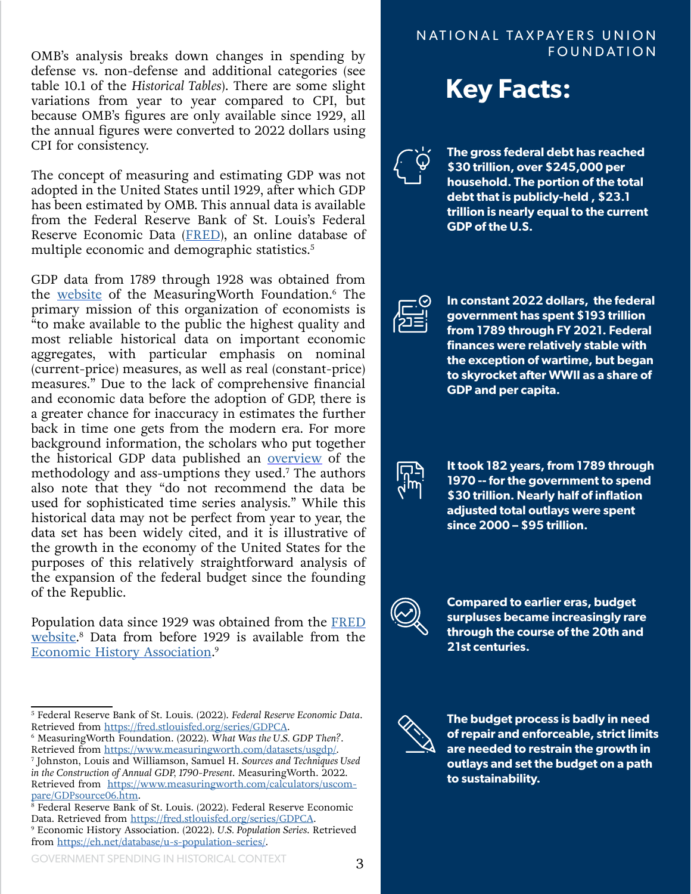OMB's analysis breaks down changes in spending by defense vs. non-defense and additional categories (see table 10.1 of the *Historical Tables*). There are some slight variations from year to year compared to CPI, but because OMB's figures are only available since 1929, all the annual figures were converted to 2022 dollars using CPI for consistency.

The concept of measuring and estimating GDP was not adopted in the United States until 1929, after which GDP has been estimated by OMB. This annual data is available from the Federal Reserve Bank of St. Louis's Federal Reserve Economic Data (FRED), an online database of multiple economic and demographic statistics.[5]

GDP data from 1789 through 1928 was obtained from the website of the MeasuringWorth Foundation.[6] The primary mission of this organization of economists is "to make available to the public the highest quality and most reliable historical data on important economic aggregates, with particular emphasis on nominal (current-price) measures, as well as real (constant-price) measures." Due to the lack of comprehensive financial and economic data before the adoption of GDP, there is a greater chance for inaccuracy in estimates the further back in time one gets from the modern era. For more background information, the scholars who put together the historical GDP data published an overview of the methodology and ass-umptions they used.[7] The authors also note that they "do not recommend the data be used for sophisticated time series analysis." While this historical data may not be perfect from year to year, the data set has been widely cited, and it is illustrative of the growth in the economy of the United States for the purposes of this relatively straightforward analysis of the expansion of the federal budget since the founding of the Republic.

Population data since 1929 was obtained from the FRED website.[8] Data from before 1929 is available from the Economic History Association.[9]

## Key Facts:

**The gross federal debt has reached $30 trillion, over $245,000 per household. The portion of the total debt that is publicly-held , $23.1 trillion is nearly equal to the current GDP of the U.S.**

**In constant 2022 dollars, the federal government has spent $193 trillion from 1789 through FY 2021. Federal finances were relatively stable with the exception of wartime, but began to skyrocket after WWII as a share of GDP and per capita.**

**It took 182 years, from 1789 through 1970 -- for the government to spend $30 trillion. Nearly half of inflation adjusted total outlays were spent since 2000 – $95 trillion.**

**Compared to earlier eras, budget surpluses became increasingly rare through the course of the 20th and 21st centuries.**

**The budget process is badly in need of repair and enforceable, strict limits are needed to restrain the growth in outlays and set the budget on a path to sustainability.**

---

[5] Federal Reserve Bank of St. Louis. (2022). *Federal Reserve Economic Data*. Retrieved from https://fred.stlouisfed.org/series/GDPCA.

[6] MeasuringWorth Foundation. (2022). *What Was the U.S. GDP Then?*. Retrieved from https://www.measuringworth.com/datasets/usgdp/.

[7] Johnston, Louis and Williamson, Samuel H. *Sources and Techniques Used in the Construction of Annual GDP, 1790-Present*. MeasuringWorth. 2022. Retrieved from https://www.measuringworth.com/calculators/uscompare/GDPsource06.htm.

[8] Federal Reserve Bank of St. Louis. (2022). Federal Reserve Economic Data. Retrieved from https://fred.stlouisfed.org/series/GDPCA.

[9] Economic History Association. (2022). *U.S. Population Series*. Retrieved from https://eh.net/database/u-s-population-series/.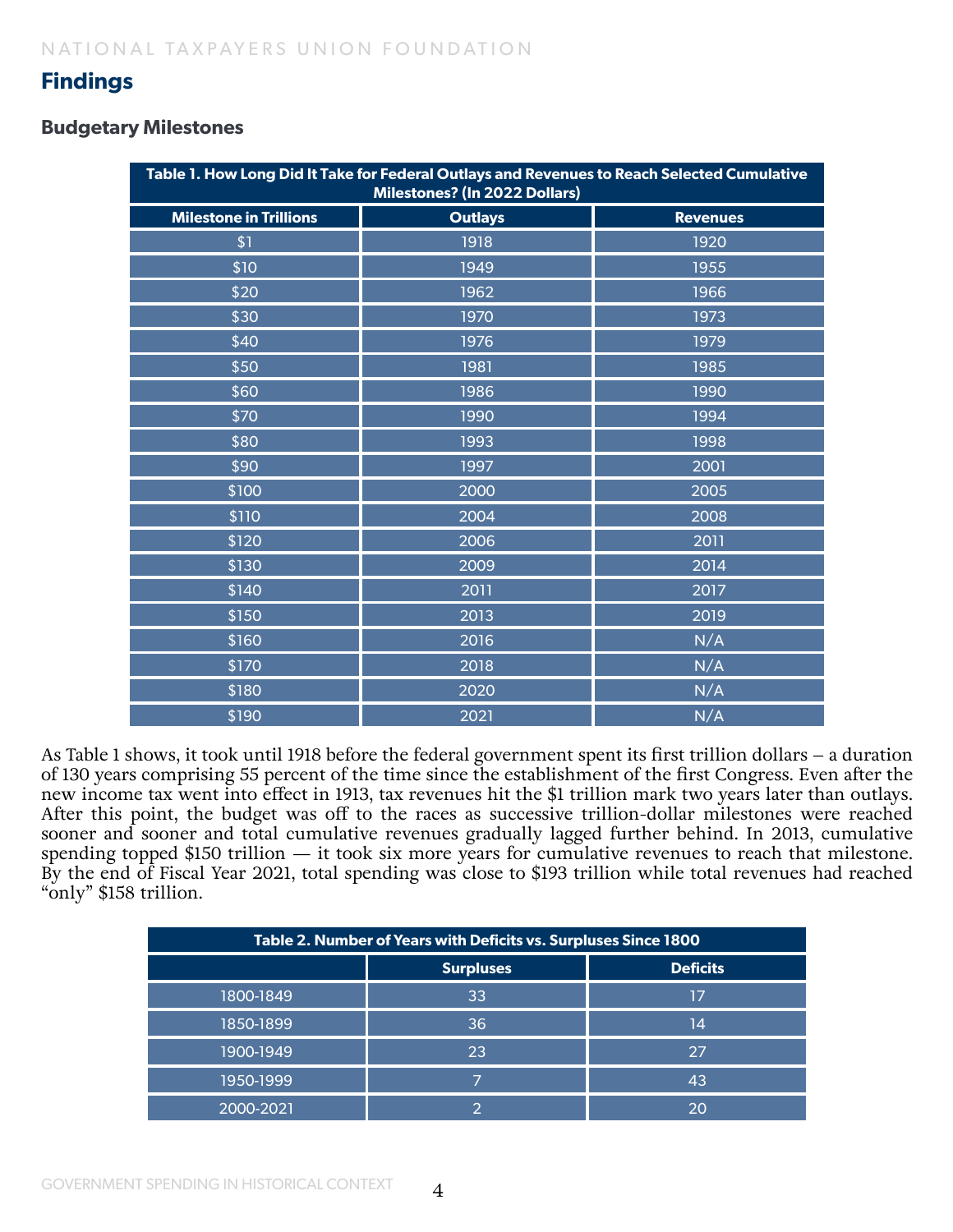## Findings

### Budgetary Milestones

**Table 1. How Long Did It Take for Federal Outlays and Revenues to Reach Selected Cumulative Milestones? (In 2022 Dollars)**

| Milestone in Trillions | Outlays | Revenues |
|---|---|---|
| $1 | 1918 | 1920 |
| $10 | 1949 | 1955 |
| $20 | 1962 | 1966 |
| $30 | 1970 | 1973 |
| $40 | 1976 | 1979 |
| $50 | 1981 | 1985 |
| $60 | 1986 | 1990 |
| $70 | 1990 | 1994 |
| $80 | 1993 | 1998 |
| $90 | 1997 | 2001 |
| $100 | 2000 | 2005 |
| $110 | 2004 | 2008 |
| $120 | 2006 | 2011 |
| $130 | 2009 | 2014 |
| $140 | 2011 | 2017 |
| $150 | 2013 | 2019 |
| $160 | 2016 | N/A |
| $170 | 2018 | N/A |
| $180 | 2020 | N/A |
| $190 | 2021 | N/A |

As Table 1 shows, it took until 1918 before the federal government spent its first trillion dollars – a duration of 130 years comprising 55 percent of the time since the establishment of the first Congress. Even after the new income tax went into effect in 1913, tax revenues hit the $1 trillion mark two years later than outlays. After this point, the budget was off to the races as successive trillion-dollar milestones were reached sooner and sooner and total cumulative revenues gradually lagged further behind. In 2013, cumulative spending topped $150 trillion — it took six more years for cumulative revenues to reach that milestone. By the end of Fiscal Year 2021, total spending was close to $193 trillion while total revenues had reached "only" $158 trillion.

**Table 2. Number of Years with Deficits vs. Surpluses Since 1800**

| | Surpluses | Deficits |
|---|---|---|
| 1800-1849 | 33 | 17 |
| 1850-1899 | 36 | 14 |
| 1900-1949 | 23 | 27 |
| 1950-1999 | 7 | 43 |
| 2000-2021 | 2 | 20 |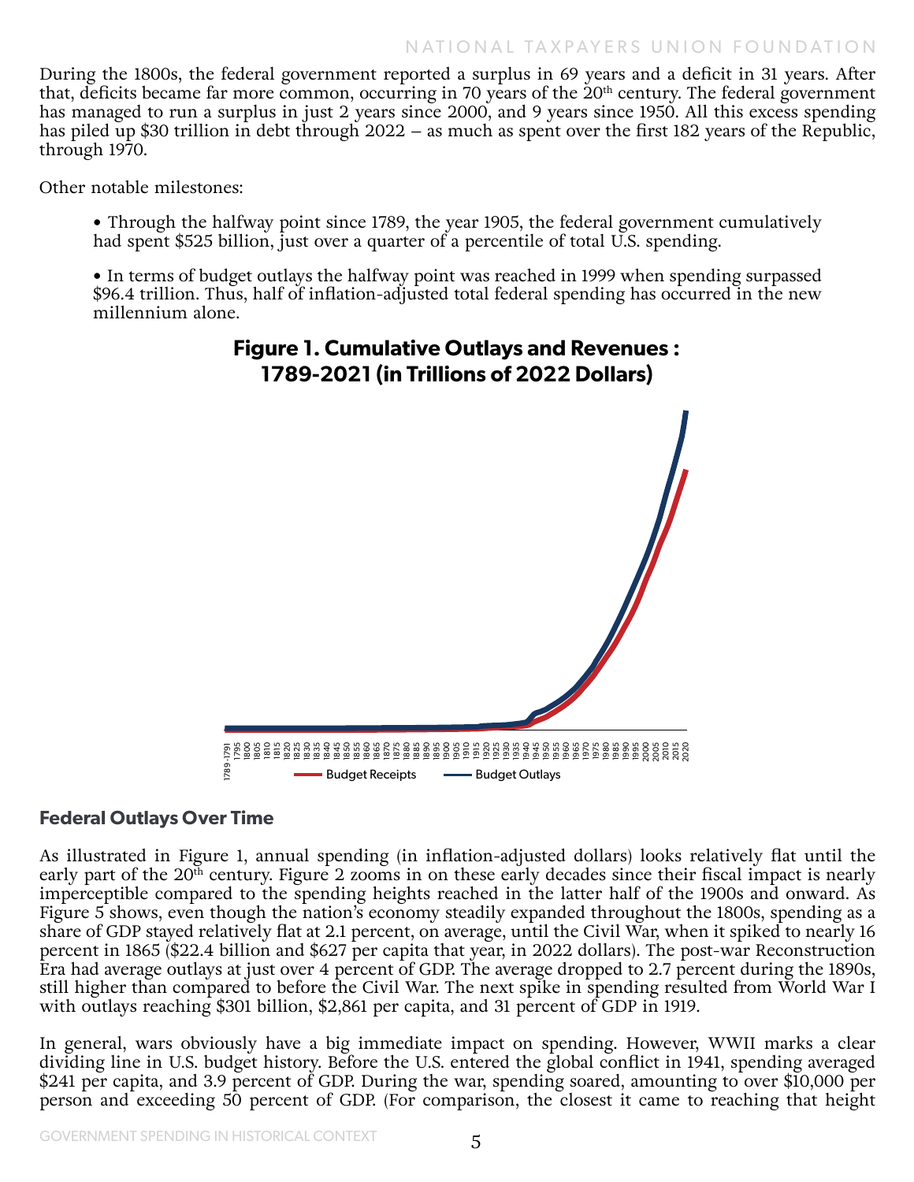During the 1800s, the federal government reported a surplus in 69 years and a deficit in 31 years. After that, deficits became far more common, occurring in 70 years of the 20th century. The federal government has managed to run a surplus in just 2 years since 2000, and 9 years since 1950. All this excess spending has piled up $30 trillion in debt through 2022 – as much as spent over the first 182 years of the Republic, through 1970.

Other notable milestones:

- Through the halfway point since 1789, the year 1905, the federal government cumulatively had spent $525 billion, just over a quarter of a percentile of total U.S. spending.

- In terms of budget outlays the halfway point was reached in 1999 when spending surpassed $96.4 trillion. Thus, half of inflation-adjusted total federal spending has occurred in the new millennium alone.

**Figure 1. Cumulative Outlays and Revenues : 1789-2021 (in Trillions of 2022 Dollars)**

Budget Receipts — Budget Outlays

## Federal Outlays Over Time

As illustrated in Figure 1, annual spending (in inflation-adjusted dollars) looks relatively flat until the early part of the 20th century. Figure 2 zooms in on these early decades since their fiscal impact is nearly imperceptible compared to the spending heights reached in the latter half of the 1900s and onward. As Figure 5 shows, even though the nation's economy steadily expanded throughout the 1800s, spending as a share of GDP stayed relatively flat at 2.1 percent, on average, until the Civil War, when it spiked to nearly 16 percent in 1865 ($22.4 billion and $627 per capita that year, in 2022 dollars). The post-war Reconstruction Era had average outlays at just over 4 percent of GDP. The average dropped to 2.7 percent during the 1890s, still higher than compared to before the Civil War. The next spike in spending resulted from World War I with outlays reaching $301 billion, $2,861 per capita, and 31 percent of GDP in 1919.

In general, wars obviously have a big immediate impact on spending. However, WWII marks a clear dividing line in U.S. budget history. Before the U.S. entered the global conflict in 1941, spending averaged $241 per capita, and 3.9 percent of GDP. During the war, spending soared, amounting to over $10,000 per person and exceeding 50 percent of GDP. (For comparison, the closest it came to reaching that height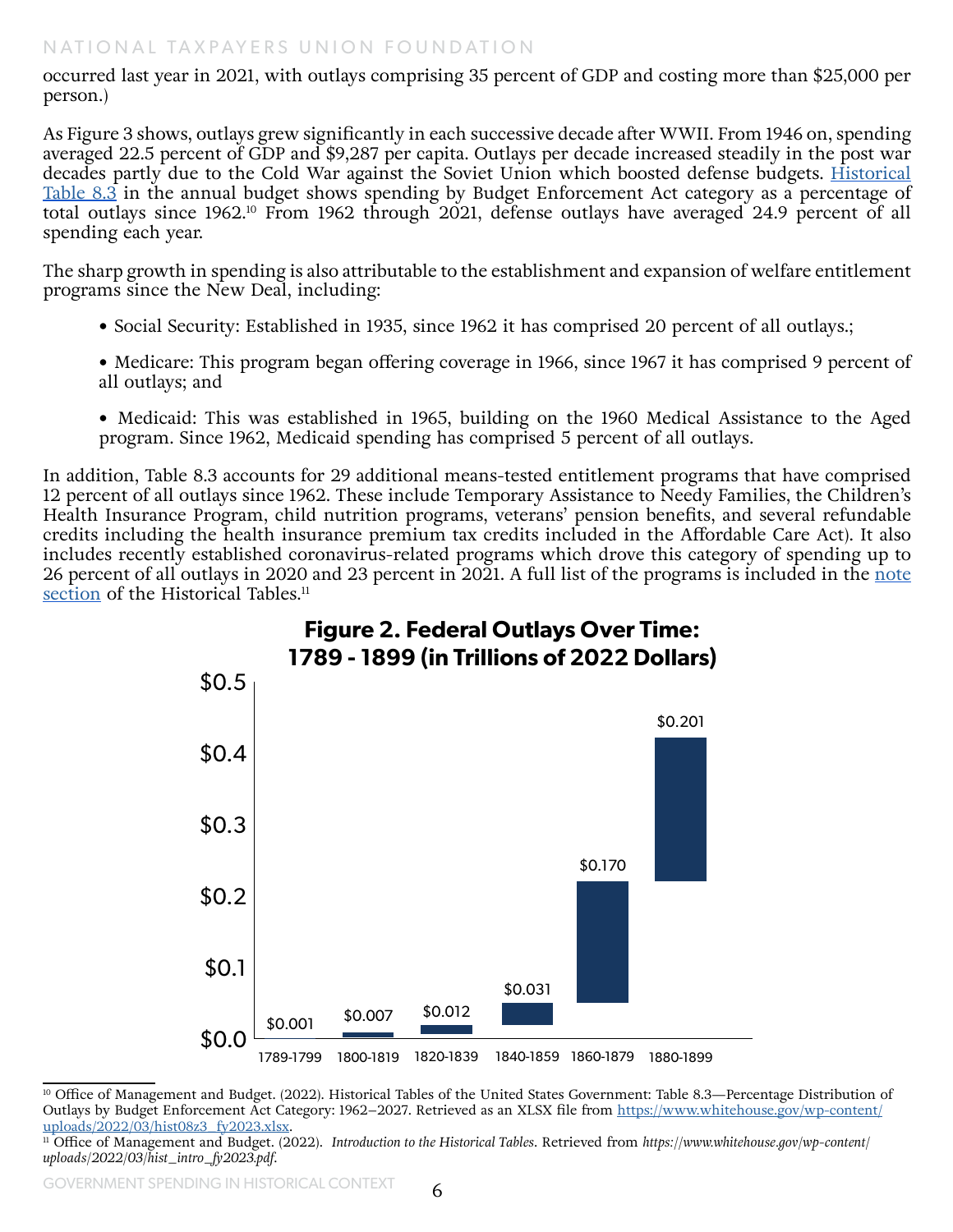occurred last year in 2021, with outlays comprising 35 percent of GDP and costing more than $25,000 per person.)

As Figure 3 shows, outlays grew significantly in each successive decade after WWII. From 1946 on, spending averaged 22.5 percent of GDP and $9,287 per capita. Outlays per decade increased steadily in the post war decades partly due to the Cold War against the Soviet Union which boosted defense budgets. Historical Table 8.3 in the annual budget shows spending by Budget Enforcement Act category as a percentage of total outlays since 1962.[10] From 1962 through 2021, defense outlays have averaged 24.9 percent of all spending each year.

The sharp growth in spending is also attributable to the establishment and expansion of welfare entitlement programs since the New Deal, including:

- Social Security: Established in 1935, since 1962 it has comprised 20 percent of all outlays.;
- Medicare: This program began offering coverage in 1966, since 1967 it has comprised 9 percent of all outlays; and
- Medicaid: This was established in 1965, building on the 1960 Medical Assistance to the Aged program. Since 1962, Medicaid spending has comprised 5 percent of all outlays.

In addition, Table 8.3 accounts for 29 additional means-tested entitlement programs that have comprised 12 percent of all outlays since 1962. These include Temporary Assistance to Needy Families, the Children's Health Insurance Program, child nutrition programs, veterans' pension benefits, and several refundable credits including the health insurance premium tax credits included in the Affordable Care Act). It also includes recently established coronavirus-related programs which drove this category of spending up to 26 percent of all outlays in 2020 and 23 percent in 2021. A full list of the programs is included in the note section of the Historical Tables.[11]

**Figure 2. Federal Outlays Over Time: 1789 - 1899 (in Trillions of 2022 Dollars)**

| Period | Outlays |
|---|---|
| 1789-1799 | $0.001 |
| 1800-1819 | $0.007 |
| 1820-1839 | $0.012 |
| 1840-1859 | $0.031 |
| 1860-1879 | $0.170 |
| 1880-1899 | $0.201 |

[10] Office of Management and Budget. (2022). Historical Tables of the United States Government: Table 8.3—Percentage Distribution of Outlays by Budget Enforcement Act Category: 1962–2027. Retrieved as an XLSX file from https://www.whitehouse.gov/wp-content/uploads/2022/03/hist08z3_fy2023.xlsx.

[11] Office of Management and Budget. (2022). *Introduction to the Historical Tables*. Retrieved from *https://www.whitehouse.gov/wp-content/uploads/2022/03/hist_intro_fy2023.pdf*.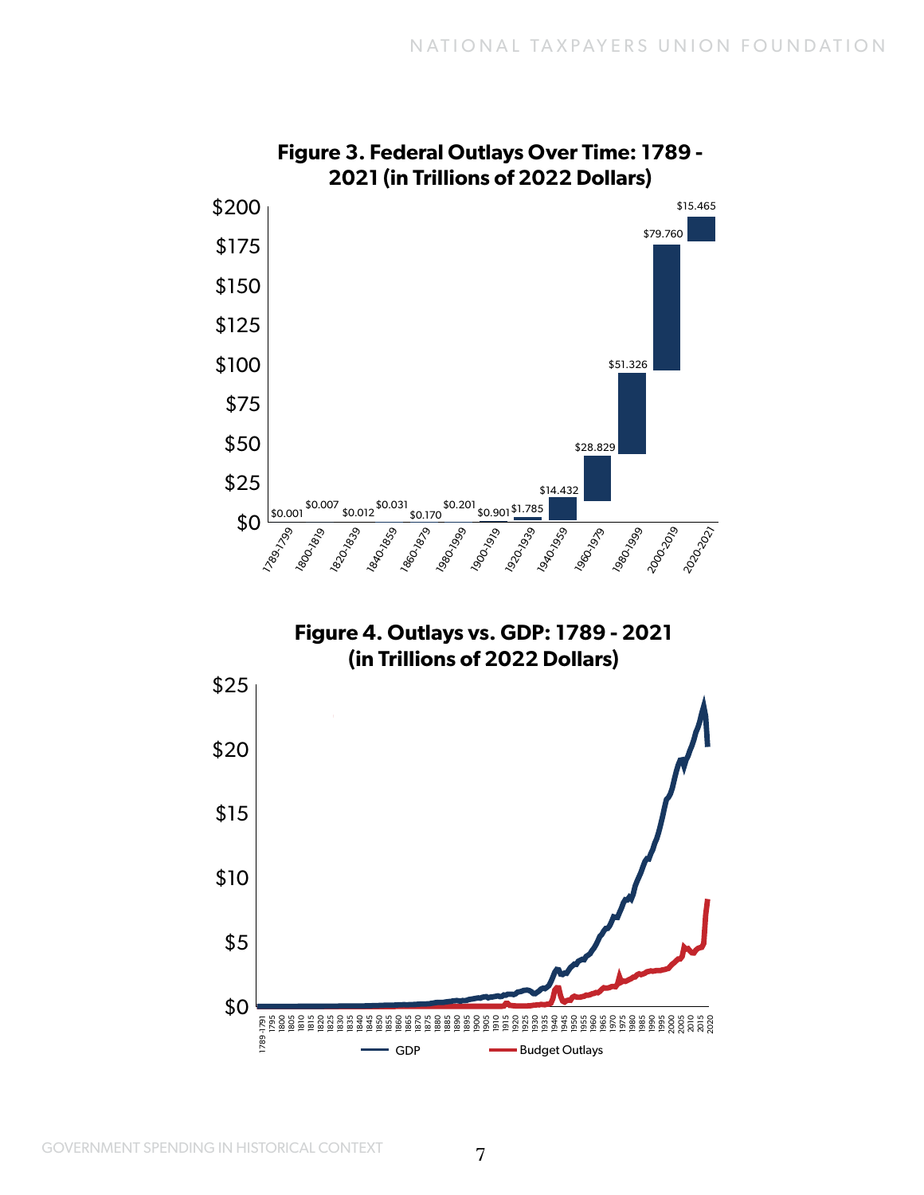**Figure 3. Federal Outlays Over Time: 1789 - 2021 (in Trillions of 2022 Dollars)**

| Period | Outlays |
|---|---|
| 1789-1799 | $0.001 |
| 1800-1819 | $0.007 |
| 1820-1839 | $0.012 |
| 1840-1859 | $0.031 |
| 1860-1879 | $0.170 |
| 1980-1999 | $0.201 |
| 1900-1919 | $0.901 |
| 1920-1939 | $1.785 |
| 1940-1959 | $14.432 |
| 1960-1979 | $28.829 |
| 1980-1999 | $51.326 |
| 2000-2019 | $79.760 |
| 2020-2021 | $15.465 |

**Figure 4. Outlays vs. GDP: 1789 - 2021 (in Trillions of 2022 Dollars)**

GDP — Budget Outlays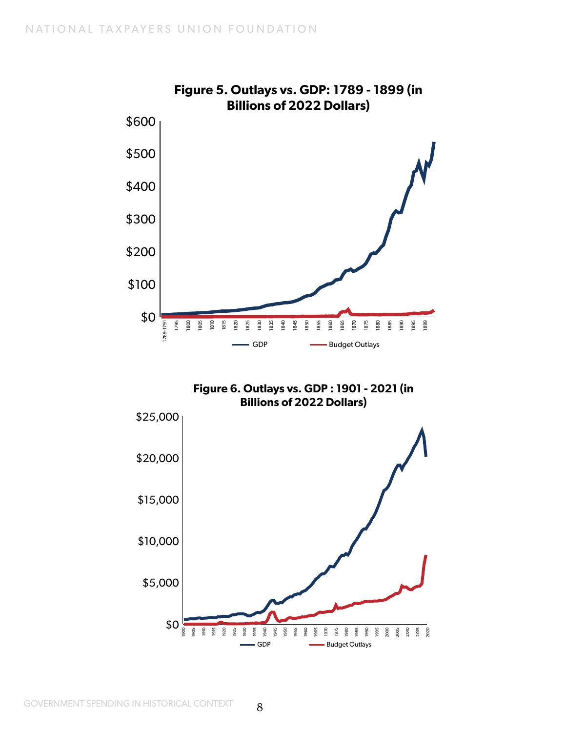**Figure 5. Outlays vs. GDP: 1789 - 1899 (in Billions of 2022 Dollars)**

**Figure 6. Outlays vs. GDP : 1901 - 2021 (in Billions of 2022 Dollars)**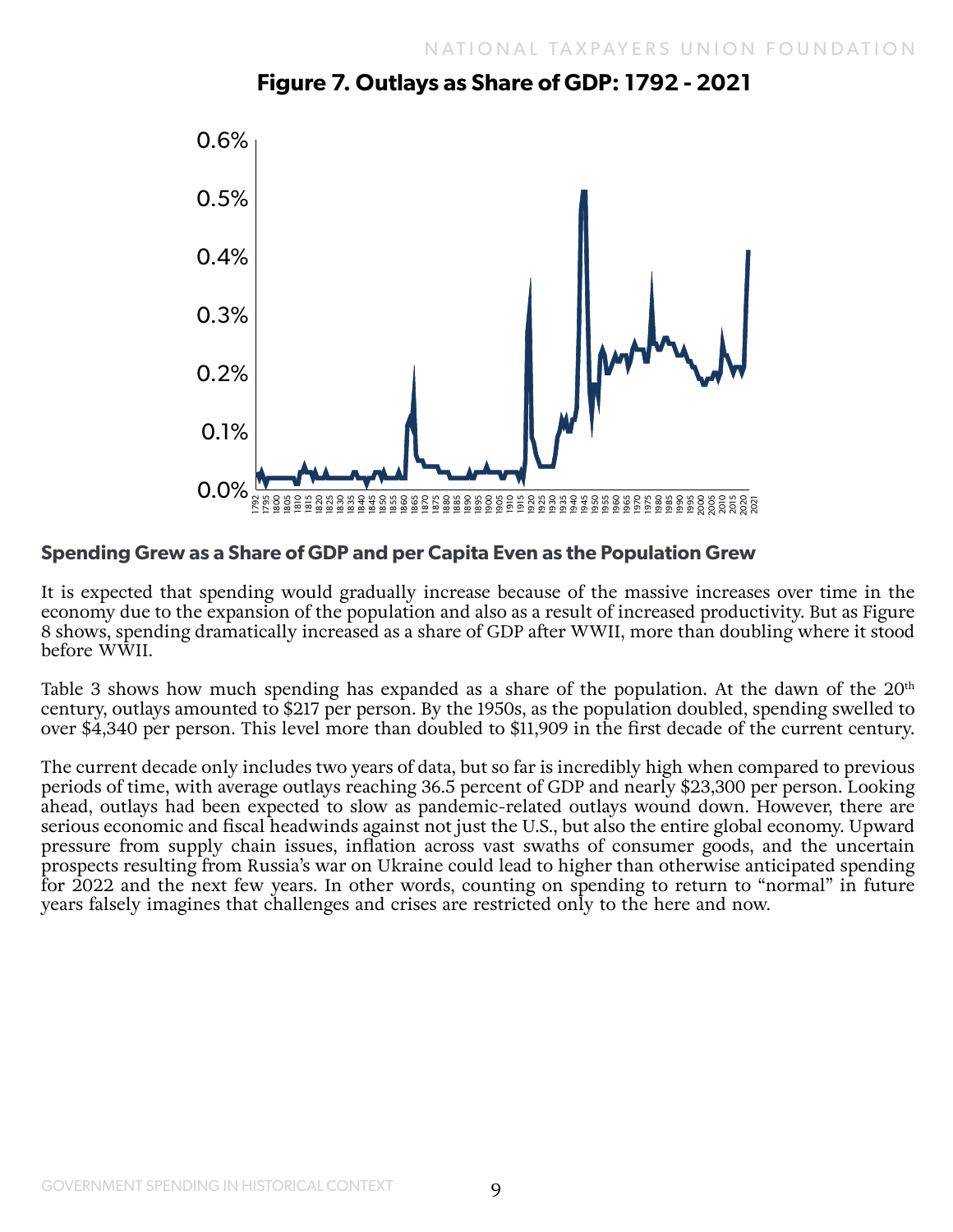**Figure 7. Outlays as Share of GDP: 1792 - 2021**

## Spending Grew as a Share of GDP and per Capita Even as the Population Grew

It is expected that spending would gradually increase because of the massive increases over time in the economy due to the expansion of the population and also as a result of increased productivity. But as Figure 8 shows, spending dramatically increased as a share of GDP after WWII, more than doubling where it stood before WWII.

Table 3 shows how much spending has expanded as a share of the population. At the dawn of the 20th century, outlays amounted to $217 per person. By the 1950s, as the population doubled, spending swelled to over $4,340 per person. This level more than doubled to $11,909 in the first decade of the current century.

The current decade only includes two years of data, but so far is incredibly high when compared to previous periods of time, with average outlays reaching 36.5 percent of GDP and nearly $23,300 per person. Looking ahead, outlays had been expected to slow as pandemic-related outlays wound down. However, there are serious economic and fiscal headwinds against not just the U.S., but also the entire global economy. Upward pressure from supply chain issues, inflation across vast swaths of consumer goods, and the uncertain prospects resulting from Russia's war on Ukraine could lead to higher than otherwise anticipated spending for 2022 and the next few years. In other words, counting on spending to return to "normal" in future years falsely imagines that challenges and crises are restricted only to the here and now.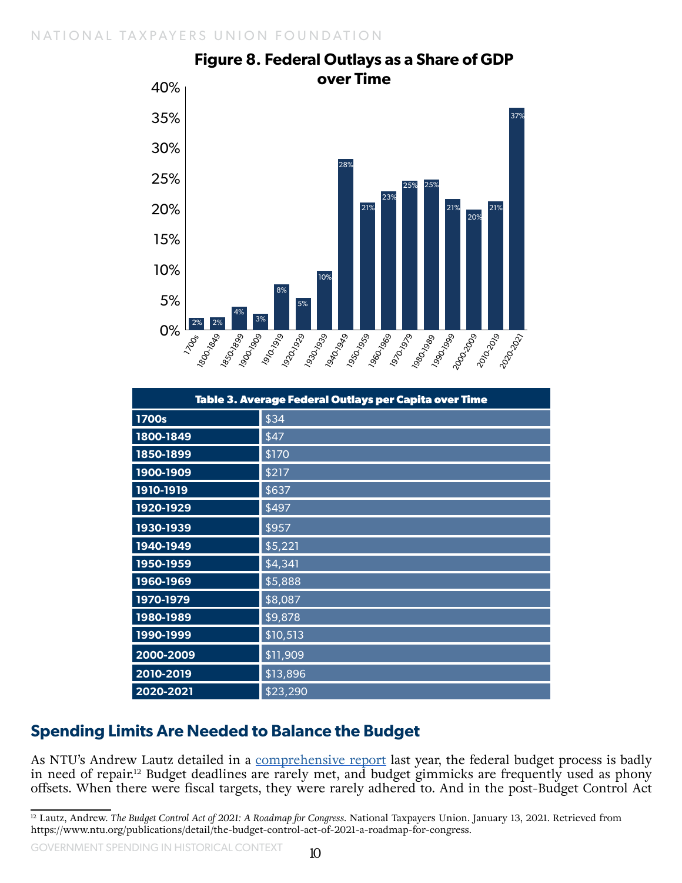**Figure 8. Federal Outlays as a Share of GDP over Time**

| Period | Share of GDP |
| --- | --- |
| 1700s | 2% |
| 1800-1849 | 2% |
| 1850-1899 | 4% |
| 1900-1909 | 3% |
| 1910-1919 | 8% |
| 1920-1929 | 5% |
| 1930-1939 | 10% |
| 1940-1949 | 28% |
| 1950-1959 | 21% |
| 1960-1969 | 23% |
| 1970-1979 | 25% |
| 1980-1989 | 25% |
| 1990-1999 | 21% |
| 2000-2009 | 20% |
| 2010-2019 | 21% |
| 2020-2021 | 37% |

| Table 3. Average Federal Outlays per Capita over Time | |
| --- | --- |
| 1700s | $34 |
| 1800-1849 | $47 |
| 1850-1899 | $170 |
| 1900-1909 | $217 |
| 1910-1919 | $637 |
| 1920-1929 | $497 |
| 1930-1939 | $957 |
| 1940-1949 | $5,221 |
| 1950-1959 | $4,341 |
| 1960-1969 | $5,888 |
| 1970-1979 | $8,087 |
| 1980-1989 | $9,878 |
| 1990-1999 | $10,513 |
| 2000-2009 | $11,909 |
| 2010-2019 | $13,896 |
| 2020-2021 | $23,290 |

## Spending Limits Are Needed to Balance the Budget

As NTU's Andrew Lautz detailed in a comprehensive report last year, the federal budget process is badly in need of repair.[12] Budget deadlines are rarely met, and budget gimmicks are frequently used as phony offsets. When there were fiscal targets, they were rarely adhered to. And in the post-Budget Control Act

[12] Lautz, Andrew. *The Budget Control Act of 2021: A Roadmap for Congress*. National Taxpayers Union. January 13, 2021. Retrieved from https://www.ntu.org/publications/detail/the-budget-control-act-of-2021-a-roadmap-for-congress.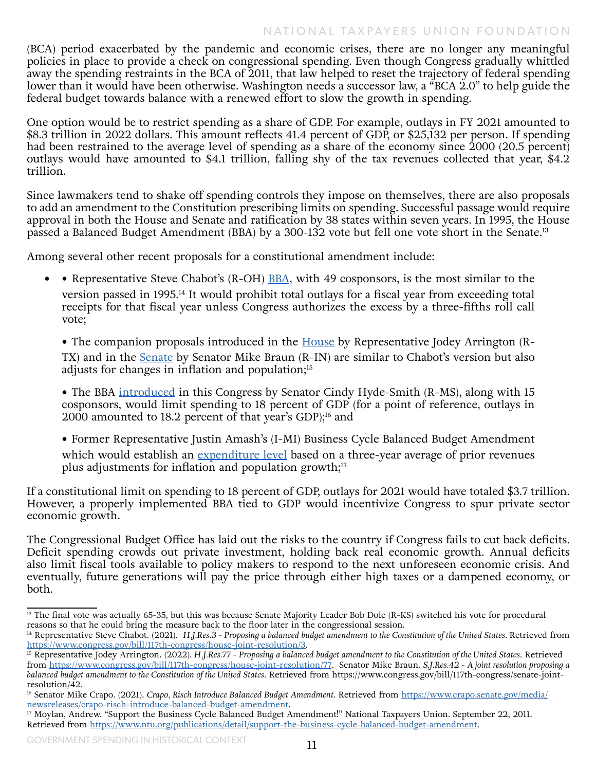(BCA) period exacerbated by the pandemic and economic crises, there are no longer any meaningful policies in place to provide a check on congressional spending. Even though Congress gradually whittled away the spending restraints in the BCA of 2011, that law helped to reset the trajectory of federal spending lower than it would have been otherwise. Washington needs a successor law, a "BCA 2.0" to help guide the federal budget towards balance with a renewed effort to slow the growth in spending.

One option would be to restrict spending as a share of GDP. For example, outlays in FY 2021 amounted to $8.3 trillion in 2022 dollars. This amount reflects 41.4 percent of GDP, or $25,132 per person. If spending had been restrained to the average level of spending as a share of the economy since 2000 (20.5 percent) outlays would have amounted to $4.1 trillion, falling shy of the tax revenues collected that year, $4.2 trillion.

Since lawmakers tend to shake off spending controls they impose on themselves, there are also proposals to add an amendment to the Constitution prescribing limits on spending. Successful passage would require approval in both the House and Senate and ratification by 38 states within seven years. In 1995, the House passed a Balanced Budget Amendment (BBA) by a 300-132 vote but fell one vote short in the Senate.[13]

Among several other recent proposals for a constitutional amendment include:

- • Representative Steve Chabot's (R-OH) BBA, with 49 cosponsors, is the most similar to the version passed in 1995.[14] It would prohibit total outlays for a fiscal year from exceeding total receipts for that fiscal year unless Congress authorizes the excess by a three-fifths roll call vote;

  • The companion proposals introduced in the House by Representative Jodey Arrington (R-TX) and in the Senate by Senator Mike Braun (R-IN) are similar to Chabot's version but also adjusts for changes in inflation and population;[15]

  • The BBA introduced in this Congress by Senator Cindy Hyde-Smith (R-MS), along with 15 cosponsors, would limit spending to 18 percent of GDP (for a point of reference, outlays in 2000 amounted to 18.2 percent of that year's GDP);[16] and

  • Former Representative Justin Amash's (I-MI) Business Cycle Balanced Budget Amendment which would establish an expenditure level based on a three-year average of prior revenues plus adjustments for inflation and population growth;[17]

If a constitutional limit on spending to 18 percent of GDP, outlays for 2021 would have totaled $3.7 trillion. However, a properly implemented BBA tied to GDP would incentivize Congress to spur private sector economic growth.

The Congressional Budget Office has laid out the risks to the country if Congress fails to cut back deficits. Deficit spending crowds out private investment, holding back real economic growth. Annual deficits also limit fiscal tools available to policy makers to respond to the next unforeseen economic crisis. And eventually, future generations will pay the price through either high taxes or a dampened economy, or both.

---

[13] The final vote was actually 65-35, but this was because Senate Majority Leader Bob Dole (R-KS) switched his vote for procedural reasons so that he could bring the measure back to the floor later in the congressional session.

[14] Representative Steve Chabot. (2021). *H.J.Res.3 - Proposing a balanced budget amendment to the Constitution of the United States*. Retrieved from https://www.congress.gov/bill/117th-congress/house-joint-resolution/3.

[15] Representative Jodey Arrington. (2022). *H.J.Res.77 - Proposing a balanced budget amendment to the Constitution of the United States*. Retrieved from https://www.congress.gov/bill/117th-congress/house-joint-resolution/77. Senator Mike Braun. *S.J.Res.42 - A joint resolution proposing a balanced budget amendment to the Constitution of the United States*. Retrieved from https://www.congress.gov/bill/117th-congress/senate-joint-resolution/42.

[16] Senator Mike Crapo. (2021). *Crapo, Risch Introduce Balanced Budget Amendment*. Retrieved from https://www.crapo.senate.gov/media/newsreleases/crapo-risch-introduce-balanced-budget-amendment.

[17] Moylan, Andrew. "Support the Business Cycle Balanced Budget Amendment!" National Taxpayers Union. September 22, 2011. Retrieved from https://www.ntu.org/publications/detail/support-the-business-cycle-balanced-budget-amendment.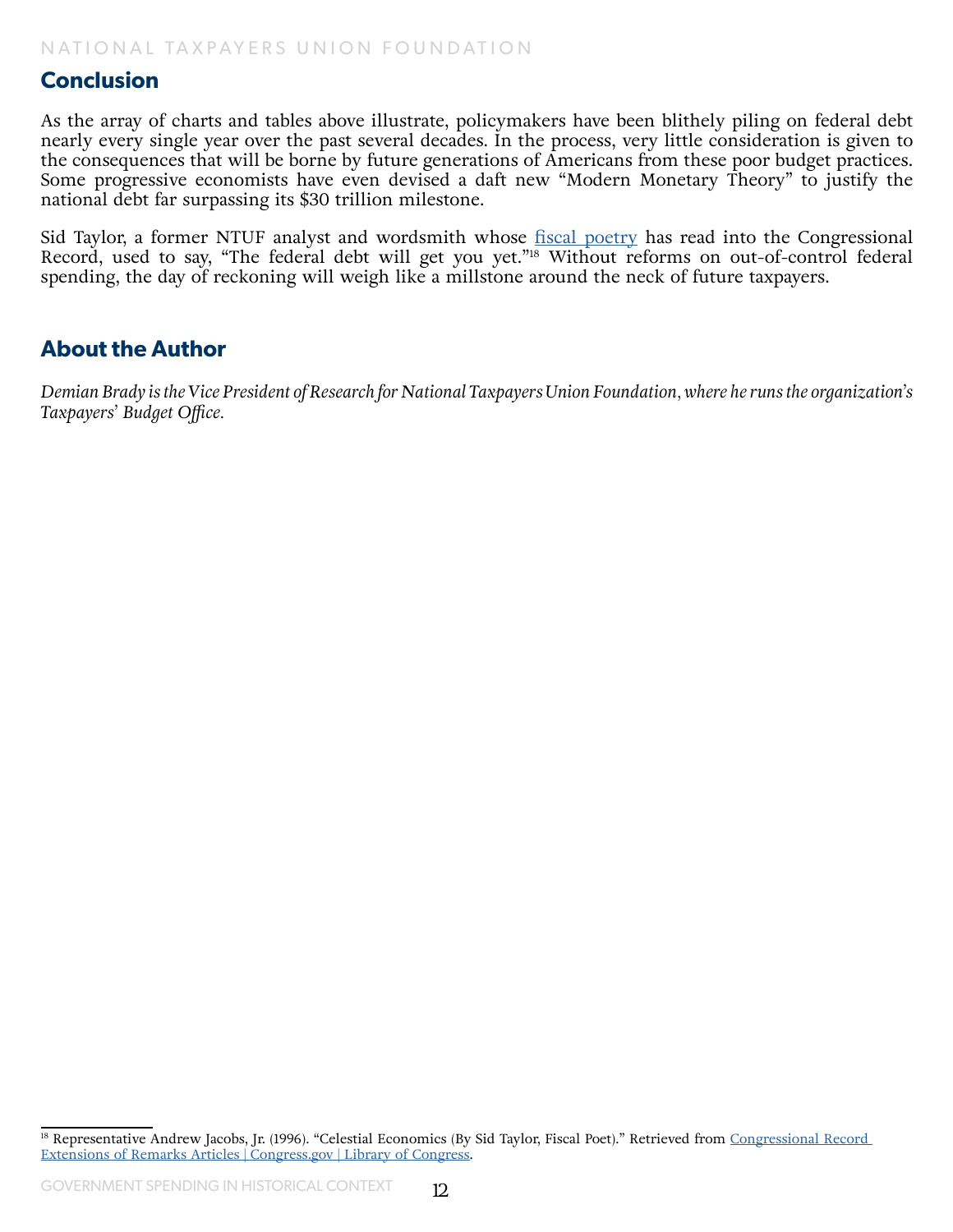## Conclusion

As the array of charts and tables above illustrate, policymakers have been blithely piling on federal debt nearly every single year over the past several decades. In the process, very little consideration is given to the consequences that will be borne by future generations of Americans from these poor budget practices. Some progressive economists have even devised a daft new "Modern Monetary Theory" to justify the national debt far surpassing its $30 trillion milestone.

Sid Taylor, a former NTUF analyst and wordsmith whose fiscal poetry has read into the Congressional Record, used to say, "The federal debt will get you yet."[18] Without reforms on out-of-control federal spending, the day of reckoning will weigh like a millstone around the neck of future taxpayers.

## About the Author

*Demian Brady is the Vice President of Research for National Taxpayers Union Foundation, where he runs the organization's Taxpayers' Budget Office.*

---

[18] Representative Andrew Jacobs, Jr. (1996). "Celestial Economics (By Sid Taylor, Fiscal Poet)." Retrieved from Congressional Record Extensions of Remarks Articles | Congress.gov | Library of Congress.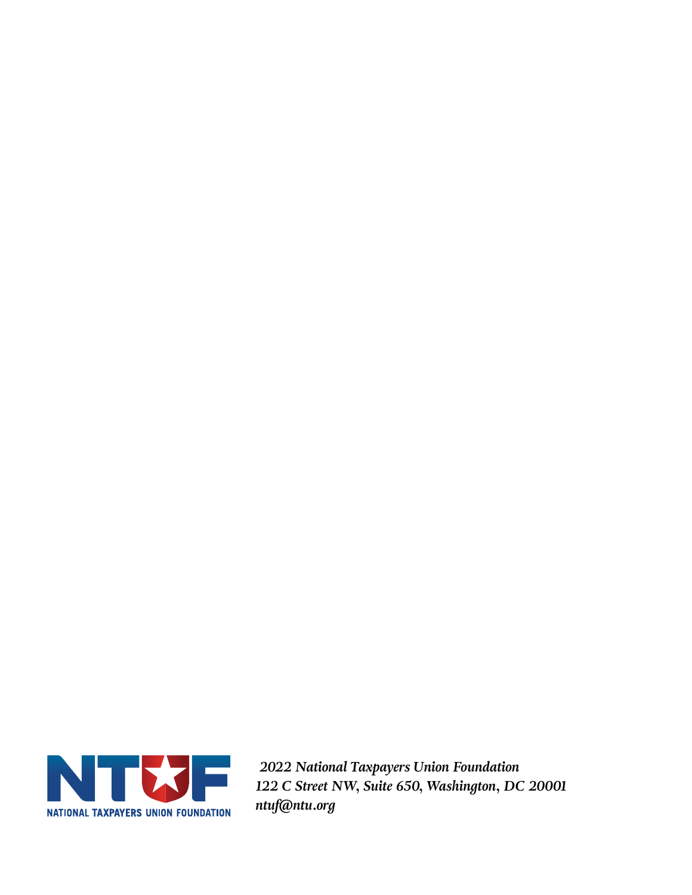NATIONAL TAXPAYERS UNION FOUNDATION

*2022 National Taxpayers Union Foundation*
*122 C Street NW, Suite 650, Washington, DC 20001*
*ntuf@ntu.org*